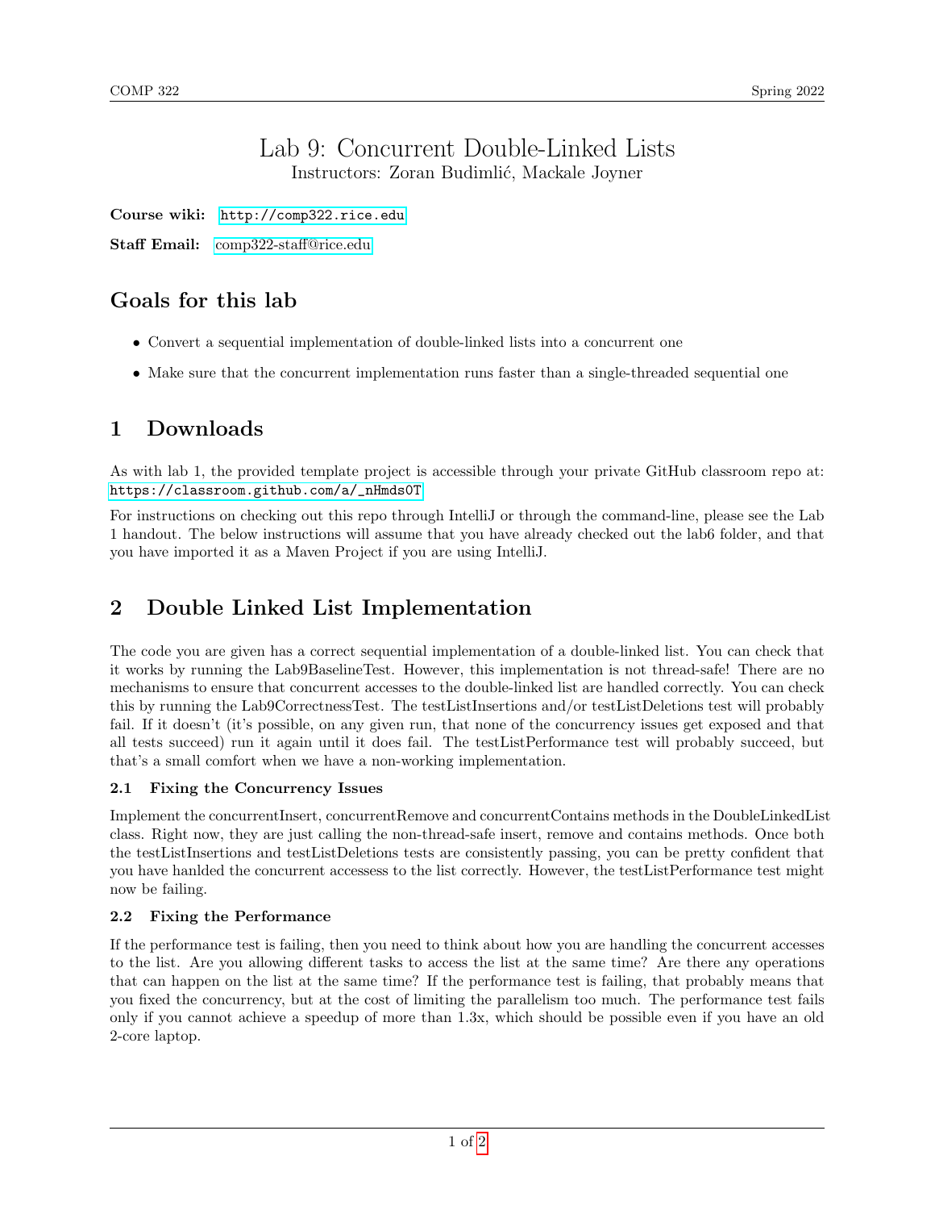# Lab 9: Concurrent Double-Linked Lists

Instructors: Zoran Budimlić, Mackale Joyner

**Course wiki:** http://comp322.rice.edu

**Staff Email:** comp322-staff@rice.edu

## Goals for this lab

- Convert a sequential implementation of double-linked lists into a concurrent one
- Make sure that the concurrent implementation runs faster than a single-threaded sequential one

## 1 Downloads

As with lab 1, the provided template project is accessible through your private GitHub classroom repo at: https://classroom.github.com/a/_nHmds0T

For instructions on checking out this repo through IntelliJ or through the command-line, please see the Lab 1 handout. The below instructions will assume that you have already checked out the lab6 folder, and that you have imported it as a Maven Project if you are using IntelliJ.

## 2 Double Linked List Implementation

The code you are given has a correct sequential implementation of a double-linked list. You can check that it works by running the Lab9BaselineTest. However, this implementation is not thread-safe! There are no mechanisms to ensure that concurrent accesses to the double-linked list are handled correctly. You can check this by running the Lab9CorrectnessTest. The testListInsertions and/or testListDeletions test will probably fail. If it doesn't (it's possible, on any given run, that none of the concurrency issues get exposed and that all tests succeed) run it again until it does fail. The testListPerformance test will probably succeed, but that's a small comfort when we have a non-working implementation.

### 2.1 Fixing the Concurrency Issues

Implement the concurrentInsert, concurrentRemove and concurrentContains methods in the DoubleLinkedList class. Right now, they are just calling the non-thread-safe insert, remove and contains methods. Once both the testListInsertions and testListDeletions tests are consistently passing, you can be pretty confident that you have hanlded the concurrent accessess to the list correctly. However, the testListPerformance test might now be failing.

### 2.2 Fixing the Performance

If the performance test is failing, then you need to think about how you are handling the concurrent accesses to the list. Are you allowing different tasks to access the list at the same time? Are there any operations that can happen on the list at the same time? If the performance test is failing, that probably means that you fixed the concurrency, but at the cost of limiting the parallelism too much. The performance test fails only if you cannot achieve a speedup of more than 1.3x, which should be possible even if you have an old 2-core laptop.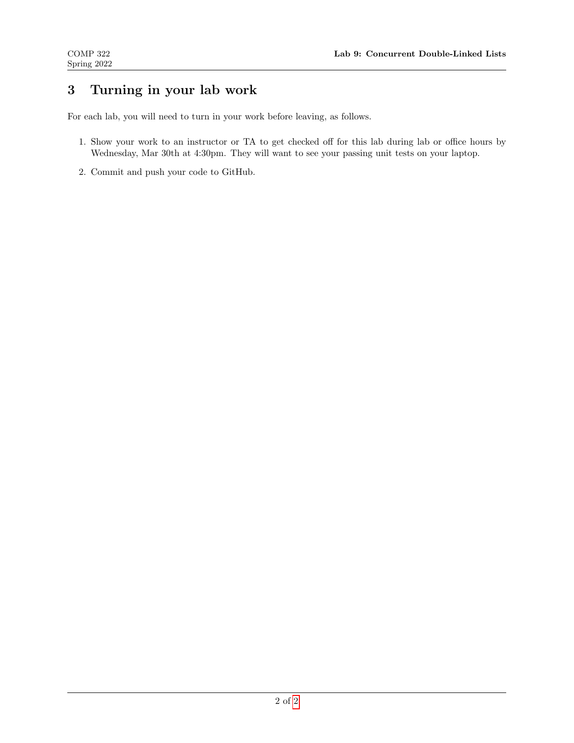## 3 Turning in your lab work

For each lab, you will need to turn in your work before leaving, as follows.

1. Show your work to an instructor or TA to get checked off for this lab during lab or office hours by Wednesday, Mar 30th at 4:30pm. They will want to see your passing unit tests on your laptop.
2. Commit and push your code to GitHub.